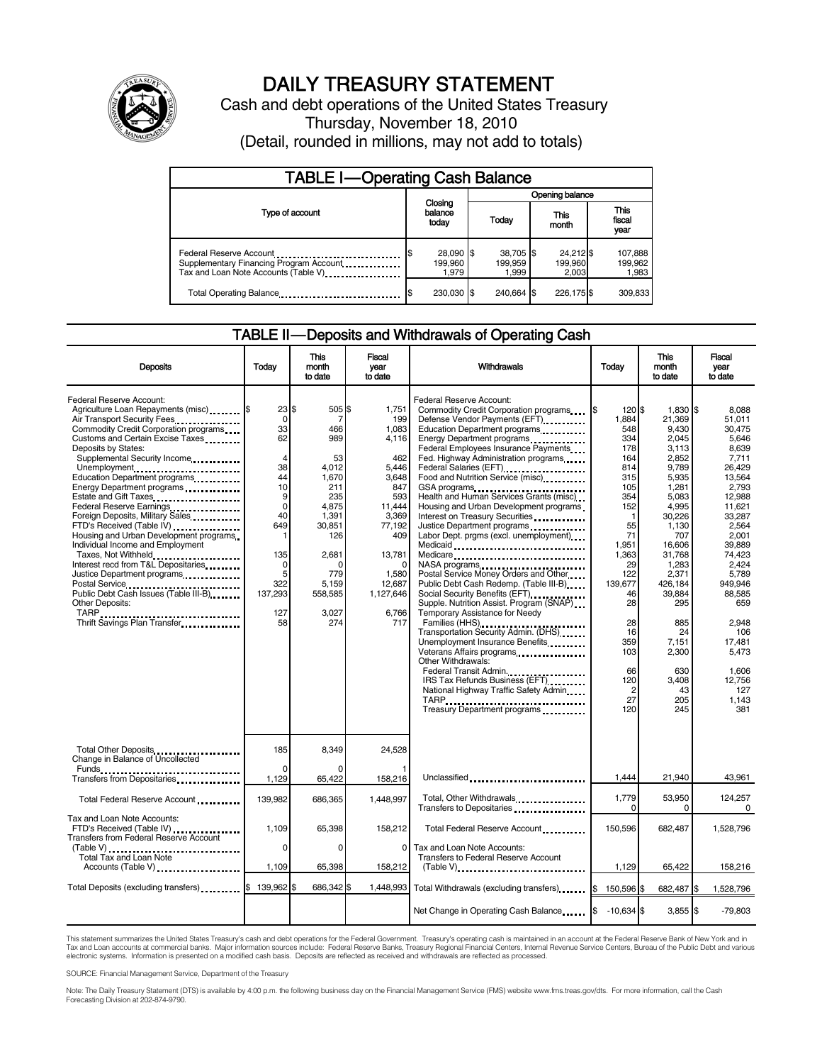# DAILY TREASURY STATEMENT

Cash and debt operations of the United States Treasury

Thursday, November 18, 2010

(Detail, rounded in millions, may not add to totals)

## TABLE I—Operating Cash Balance

| Type of account | Closing balance today | Opening balance Today | Opening balance This month | Opening balance This fiscal year |
|---|---|---|---|---|
| Federal Reserve Account | $ 28,090 | $ 38,705 | $ 24,212 | $ 107,888 |
| Supplementary Financing Program Account | 199,960 | 199,959 | 199,960 | 199,962 |
| Tax and Loan Note Accounts (Table V) | 1,979 | 1,999 | 2,003 | 1,983 |
| Total Operating Balance | $ 230,030 | $ 240,664 | $ 226,175 | $ 309,833 |

## TABLE II—Deposits and Withdrawals of Operating Cash

| Deposits | Today | This month to date | Fiscal year to date |
|---|---|---|---|
| Federal Reserve Account: | | | |
| Agriculture Loan Repayments (misc) | $ 23 | $ 505 | $ 1,751 |
| Air Transport Security Fees | 0 | 7 | 199 |
| Commodity Credit Corporation programs | 33 | 466 | 1,083 |
| Customs and Certain Excise Taxes | 62 | 989 | 4,116 |
| Deposits by States: | | | |
| Supplemental Security Income | 4 | 53 | 462 |
| Unemployment | 38 | 4,012 | 5,446 |
| Education Department programs | 44 | 1,670 | 3,648 |
| Energy Department programs | 10 | 211 | 847 |
| Estate and Gift Taxes | 9 | 235 | 593 |
| Federal Reserve Earnings | 0 | 4,875 | 11,444 |
| Foreign Deposits, Military Sales | 40 | 1,391 | 3,369 |
| FTD's Received (Table IV) | 649 | 30,851 | 77,192 |
| Housing and Urban Development programs | 1 | 126 | 409 |
| Individual Income and Employment Taxes, Not Withheld | 135 | 2,681 | 13,781 |
| Interest recd from T&L Depositaries | 0 | 0 | 0 |
| Justice Department programs | 5 | 779 | 1,580 |
| Postal Service | 322 | 5,159 | 12,687 |
| Public Debt Cash Issues (Table III-B) | 137,293 | 558,585 | 1,127,646 |
| Other Deposits: | | | |
| TARP | 127 | 3,027 | 6,766 |
| Thrift Savings Plan Transfer | 58 | 274 | 717 |
| Total Other Deposits | 185 | 8,349 | 24,528 |
| Change in Balance of Uncollected Funds | 0 | 0 | 1 |
| Transfers from Depositaries | 1,129 | 65,422 | 158,216 |
| Total Federal Reserve Account | 139,982 | 686,365 | 1,448,997 |
| Tax and Loan Note Accounts: | | | |
| FTD's Received (Table IV) | 1,109 | 65,398 | 158,212 |
| Transfers from Federal Reserve Account (Table V) | 0 | 0 | 0 |
| Total Tax and Loan Note Accounts (Table V) | 1,109 | 65,398 | 158,212 |
| Total Deposits (excluding transfers) | $ 139,962 | $ 686,342 | $ 1,448,993 |

| Withdrawals | Today | This month to date | Fiscal year to date |
|---|---|---|---|
| Federal Reserve Account: | | | |
| Commodity Credit Corporation programs | $ 120 | $ 1,830 | $ 8,088 |
| Defense Vendor Payments (EFT) | 1,884 | 21,369 | 51,011 |
| Education Department programs | 548 | 9,430 | 30,475 |
| Energy Department programs | 334 | 2,045 | 5,646 |
| Federal Employees Insurance Payments | 178 | 3,113 | 8,639 |
| Fed. Highway Administration programs | 164 | 2,852 | 7,711 |
| Federal Salaries (EFT) | 814 | 9,789 | 26,429 |
| Food and Nutrition Service (misc) | 315 | 5,935 | 13,564 |
| GSA programs | 105 | 1,281 | 2,793 |
| Health and Human Services Grants (misc) | 354 | 5,083 | 12,988 |
| Housing and Urban Development programs | 152 | 4,995 | 11,621 |
| Interest on Treasury Securities | 1 | 30,226 | 33,287 |
| Justice Department programs | 55 | 1,130 | 2,564 |
| Labor Dept. prgms (excl. unemployment) | 71 | 707 | 2,001 |
| Medicaid | 1,951 | 16,606 | 39,889 |
| Medicare | 1,363 | 31,768 | 74,423 |
| NASA programs | 29 | 1,283 | 2,424 |
| Postal Service Money Orders and Other | 122 | 2,371 | 5,789 |
| Public Debt Cash Redemp. (Table III-B) | 139,677 | 426,184 | 949,946 |
| Social Security Benefits (EFT) | 46 | 39,884 | 88,585 |
| Supple. Nutrition Assist. Program (SNAP) | 28 | 295 | 659 |
| Temporary Assistance for Needy Families (HHS) | 28 | 885 | 2,948 |
| Transportation Security Admin. (DHS) | 16 | 24 | 106 |
| Unemployment Insurance Benefits | 359 | 7,151 | 17,481 |
| Veterans Affairs programs | 103 | 2,300 | 5,473 |
| Other Withdrawals: | | | |
| Federal Transit Admin. | 66 | 630 | 1,606 |
| IRS Tax Refunds Business (EFT) | 120 | 3,408 | 12,756 |
| National Highway Traffic Safety Admin | 2 | 43 | 127 |
| TARP | 27 | 205 | 1,143 |
| Treasury Department programs | 120 | 245 | 381 |
| Unclassified | 1,444 | 21,940 | 43,961 |
| Total, Other Withdrawals | 1,779 | 53,950 | 124,257 |
| Transfers to Depositaries | 0 | 0 | 0 |
| Total Federal Reserve Account | 150,596 | 682,487 | 1,528,796 |
| Tax and Loan Note Accounts: | | | |
| Transfers to Federal Reserve Account (Table V) | 1,129 | 65,422 | 158,216 |
| Total Withdrawals (excluding transfers) | $ 150,596 | $ 682,487 | $ 1,528,796 |
| Net Change in Operating Cash Balance | $ -10,634 | $ 3,855 | $ -79,803 |

This statement summarizes the United States Treasury's cash and debt operations for the Federal Government. Treasury's operating cash is maintained in an account at the Federal Reserve Bank of New York and in Tax and Loan accounts at commercial banks. Major information sources include: Federal Reserve Banks, Treasury Regional Financial Centers, Internal Revenue Service Centers, Bureau of the Public Debt and various electronic systems. Information is presented on a modified cash basis. Deposits are reflected as received and withdrawals are reflected as processed.

SOURCE: Financial Management Service, Department of the Treasury

Note: The Daily Treasury Statement (DTS) is available by 4:00 p.m. the following business day on the Financial Management Service (FMS) website www.fms.treas.gov/dts. For more information, call the Cash Forecasting Division at 202-874-9790.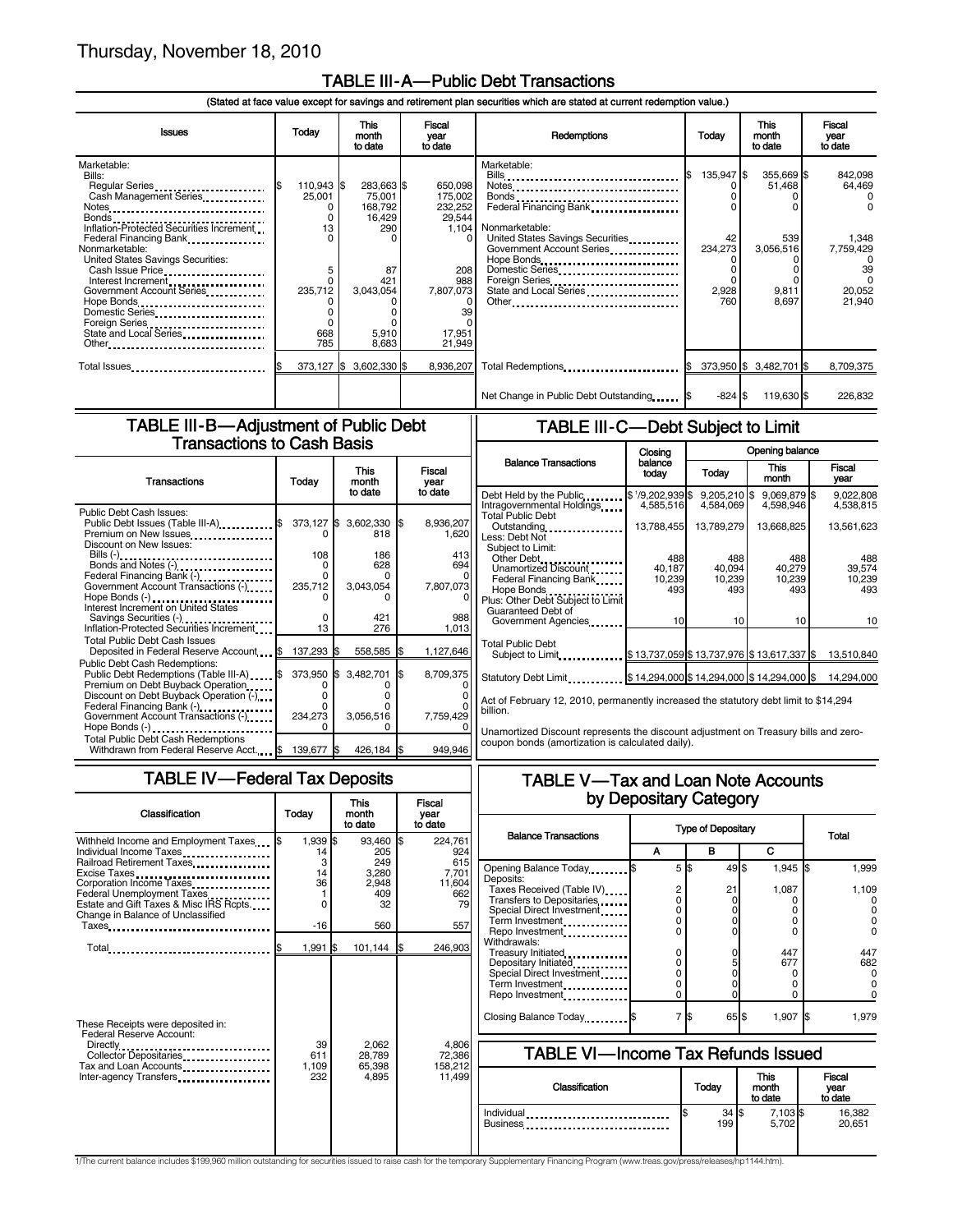Thursday, November 18, 2010

## TABLE III-A—Public Debt Transactions

(Stated at face value except for savings and retirement plan securities which are stated at current redemption value.)

| Issues | Today | This month to date | Fiscal year to date |
|---|---|---|---|
| Marketable: | | | |
| Bills: | | | |
| Regular Series | $ 110,943 | $ 283,663 | $ 650,098 |
| Cash Management Series | 25,001 | 75,001 | 175,002 |
| Notes | 0 | 168,792 | 232,252 |
| Bonds | 0 | 16,429 | 29,544 |
| Inflation-Protected Securities Increment | 13 | 290 | 1,104 |
| Federal Financing Bank | 0 | 0 | 0 |
| Nonmarketable: | | | |
| United States Savings Securities: | | | |
| Cash Issue Price | 5 | 87 | 208 |
| Interest Increment | 0 | 421 | 988 |
| Government Account Series | 235,712 | 3,043,054 | 7,807,073 |
| Hope Bonds | 0 | 0 | 0 |
| Domestic Series | 0 | 0 | 39 |
| Foreign Series | 0 | 0 | 0 |
| State and Local Series | 668 | 5,910 | 17,951 |
| Other | 785 | 8,683 | 21,949 |
| Total Issues | $ 373,127 | $ 3,602,330 | $ 8,936,207 |

| Redemptions | Today | This month to date | Fiscal year to date |
|---|---|---|---|
| Marketable: | | | |
| Bills | $ 135,947 | $ 355,669 | $ 842,098 |
| Notes | 0 | 51,468 | 64,469 |
| Bonds | 0 | 0 | 0 |
| Federal Financing Bank | 0 | 0 | 0 |
| Nonmarketable: | | | |
| United States Savings Securities | 42 | 539 | 1,348 |
| Government Account Series | 234,273 | 3,056,516 | 7,759,429 |
| Hope Bonds | 0 | 0 | 0 |
| Domestic Series | 0 | 0 | 39 |
| Foreign Series | 0 | 0 | 0 |
| State and Local Series | 2,928 | 9,811 | 20,052 |
| Other | 760 | 8,697 | 21,940 |
| Total Redemptions | $ 373,950 | $ 3,482,701 | $ 8,709,375 |
| Net Change in Public Debt Outstanding | $ -824 | $ 119,630 | $ 226,832 |

## TABLE III-B—Adjustment of Public Debt Transactions to Cash Basis

| Transactions | Today | This month to date | Fiscal year to date |
|---|---|---|---|
| Public Debt Cash Issues: | | | |
| Public Debt Issues (Table III-A) | $ 373,127 | $ 3,602,330 | $ 8,936,207 |
| Premium on New Issues | 0 | 818 | 1,620 |
| Discount on New Issues: | | | |
| Bills (-) | 108 | 186 | 413 |
| Bonds and Notes (-) | 0 | 628 | 694 |
| Federal Financing Bank (-) | 0 | 0 | 0 |
| Government Account Transactions (-) | 235,712 | 3,043,054 | 7,807,073 |
| Hope Bonds (-) | 0 | 0 | 0 |
| Interest Increment on United States Savings Securities (-) | 0 | 421 | 988 |
| Inflation-Protected Securities Increment | 13 | 276 | 1,013 |
| Total Public Debt Cash Issues Deposited in Federal Reserve Account | $ 137,293 | $ 558,585 | $ 1,127,646 |
| Public Debt Cash Redemptions: | | | |
| Public Debt Redemptions (Table III-A) | $ 373,950 | $ 3,482,701 | $ 8,709,375 |
| Premium on Debt Buyback Operation | 0 | 0 | 0 |
| Discount on Debt Buyback Operation (-) | 0 | 0 | 0 |
| Federal Financing Bank (-) | 0 | 0 | 0 |
| Government Account Transactions (-) | 234,273 | 3,056,516 | 7,759,429 |
| Hope Bonds (-) | 0 | 0 | 0 |
| Total Public Debt Cash Redemptions Withdrawn from Federal Reserve Acct. | $ 139,677 | $ 426,184 | $ 949,946 |

## TABLE III-C—Debt Subject to Limit

| Balance Transactions | Closing balance today | Opening balance Today | Opening balance This month | Opening balance Fiscal year |
|---|---|---|---|---|
| Debt Held by the Public | $ [1]9,202,939 | $ 9,205,210 | $ 9,069,879 | $ 9,022,808 |
| Intragovernmental Holdings | 4,585,516 | 4,584,069 | 4,598,946 | 4,538,815 |
| Total Public Debt Outstanding | 13,788,455 | 13,789,279 | 13,668,825 | 13,561,623 |
| Less: Debt Not Subject to Limit: | | | | |
| Other Debt | 488 | 488 | 488 | 488 |
| Unamortized Discount | 40,187 | 40,094 | 40,279 | 39,574 |
| Federal Financing Bank | 10,239 | 10,239 | 10,239 | 10,239 |
| Hope Bonds | 493 | 493 | 493 | 493 |
| Plus: Other Debt Subject to Limit | | | | |
| Guaranteed Debt of Government Agencies | 10 | 10 | 10 | 10 |
| Total Public Debt Subject to Limit | $ 13,737,059 | $ 13,737,976 | $ 13,617,337 | $ 13,510,840 |
| Statutory Debt Limit | $ 14,294,000 | $ 14,294,000 | $ 14,294,000 | $ 14,294,000 |

Act of February 12, 2010, permanently increased the statutory debt limit to $14,294 billion.

Unamortized Discount represents the discount adjustment on Treasury bills and zero-coupon bonds (amortization is calculated daily).

## TABLE IV—Federal Tax Deposits

| Classification | Today | This month to date | Fiscal year to date |
|---|---|---|---|
| Withheld Income and Employment Taxes | $ 1,939 | $ 93,460 | $ 224,761 |
| Individual Income Taxes | 14 | 205 | 924 |
| Railroad Retirement Taxes | 3 | 249 | 615 |
| Excise Taxes | 14 | 3,280 | 7,701 |
| Corporation Income Taxes | 36 | 2,948 | 11,604 |
| Federal Unemployment Taxes | 1 | 409 | 662 |
| Estate and Gift Taxes & Misc IRS Rcpts. | 0 | 32 | 79 |
| Change in Balance of Unclassified Taxes | -16 | 560 | 557 |
| Total | $ 1,991 | $ 101,144 | $ 246,903 |
| These Receipts were deposited in: | | | |
| Federal Reserve Account: | | | |
| Directly | 39 | 2,062 | 4,806 |
| Collector Depositaries | 611 | 28,789 | 72,386 |
| Tax and Loan Accounts | 1,109 | 65,398 | 158,212 |
| Inter-agency Transfers | 232 | 4,895 | 11,499 |

## TABLE V—Tax and Loan Note Accounts by Depositary Category

| Balance Transactions | Type of Depositary A | Type of Depositary B | Type of Depositary C | Total |
|---|---|---|---|---|
| Opening Balance Today | $ 5 | $ 49 | $ 1,945 | $ 1,999 |
| Deposits: | | | | |
| Taxes Received (Table IV) | 2 | 21 | 1,087 | 1,109 |
| Transfers to Depositaries | 0 | 0 | 0 | 0 |
| Special Direct Investment | 0 | 0 | 0 | 0 |
| Term Investment | 0 | 0 | 0 | 0 |
| Repo Investment | 0 | 0 | 0 | 0 |
| Withdrawals: | | | | |
| Treasury Initiated | 0 | 0 | 447 | 447 |
| Depositary Initiated | 0 | 5 | 677 | 682 |
| Special Direct Investment | 0 | 0 | 0 | 0 |
| Term Investment | 0 | 0 | 0 | 0 |
| Repo Investment | 0 | 0 | 0 | 0 |
| Closing Balance Today | $ 7 | $ 65 | $ 1,907 | $ 1,979 |

## TABLE VI—Income Tax Refunds Issued

| Classification | Today | This month to date | Fiscal year to date |
|---|---|---|---|
| Individual | $ 34 | $ 7,103 | $ 16,382 |
| Business | 199 | 5,702 | 20,651 |

1/The current balance includes $199,960 million outstanding for securities issued to raise cash for the temporary Supplementary Financing Program (www.treas.gov/press/releases/hp1144.htm).